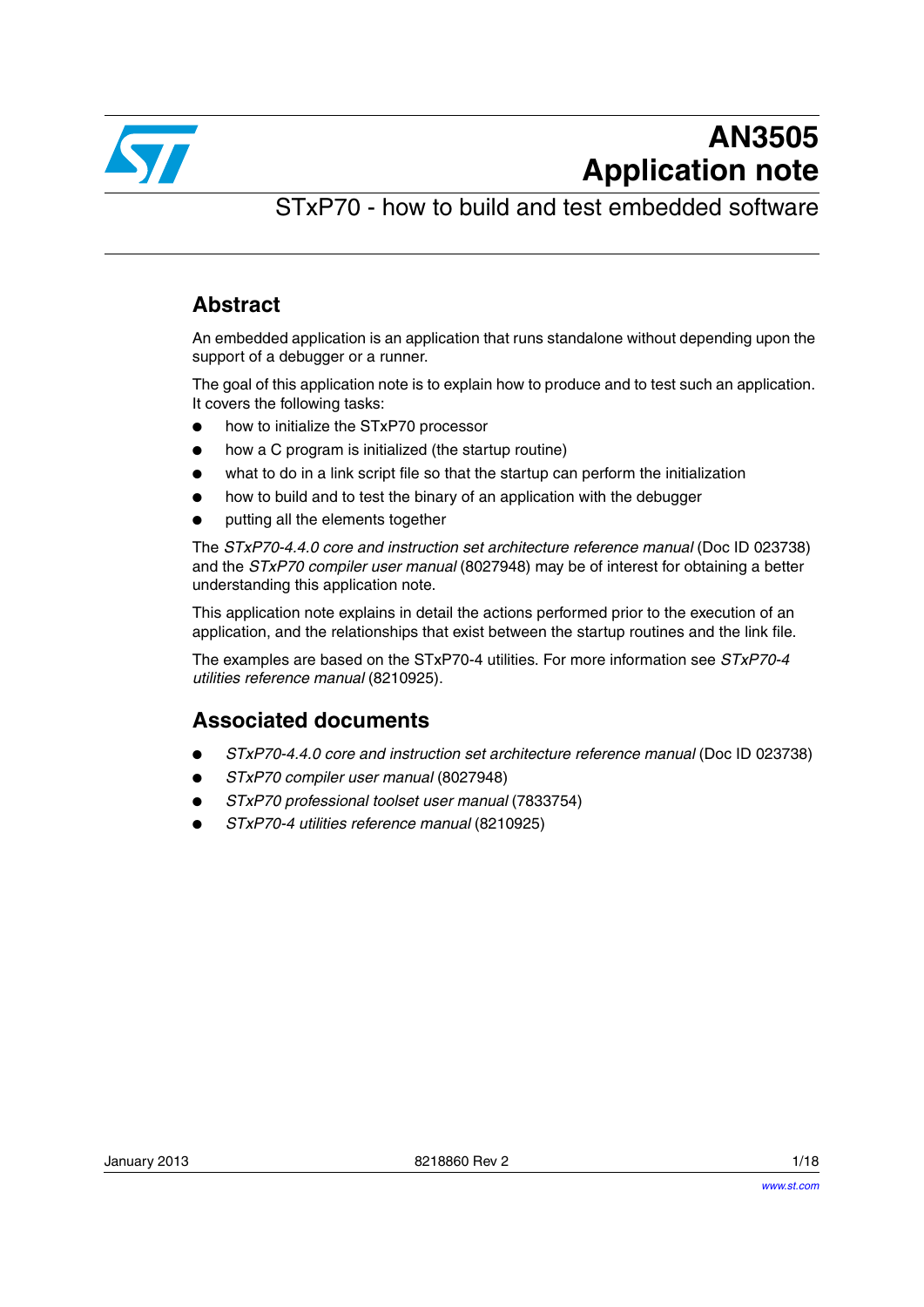# AN3505
# Application note

## STxP70 - how to build and test embedded software

## Abstract

An embedded application is an application that runs standalone without depending upon the support of a debugger or a runner.

The goal of this application note is to explain how to produce and to test such an application. It covers the following tasks:

- how to initialize the STxP70 processor
- how a C program is initialized (the startup routine)
- what to do in a link script file so that the startup can perform the initialization
- how to build and to test the binary of an application with the debugger
- putting all the elements together

The *STxP70-4.4.0 core and instruction set architecture reference manual* (Doc ID 023738) and the *STxP70 compiler user manual* (8027948) may be of interest for obtaining a better understanding this application note.

This application note explains in detail the actions performed prior to the execution of an application, and the relationships that exist between the startup routines and the link file.

The examples are based on the STxP70-4 utilities. For more information see *STxP70-4 utilities reference manual* (8210925).

## Associated documents

- *STxP70-4.4.0 core and instruction set architecture reference manual* (Doc ID 023738)
- *STxP70 compiler user manual* (8027948)
- *STxP70 professional toolset user manual* (7833754)
- *STxP70-4 utilities reference manual* (8210925)

January 2013 8218860 Rev 2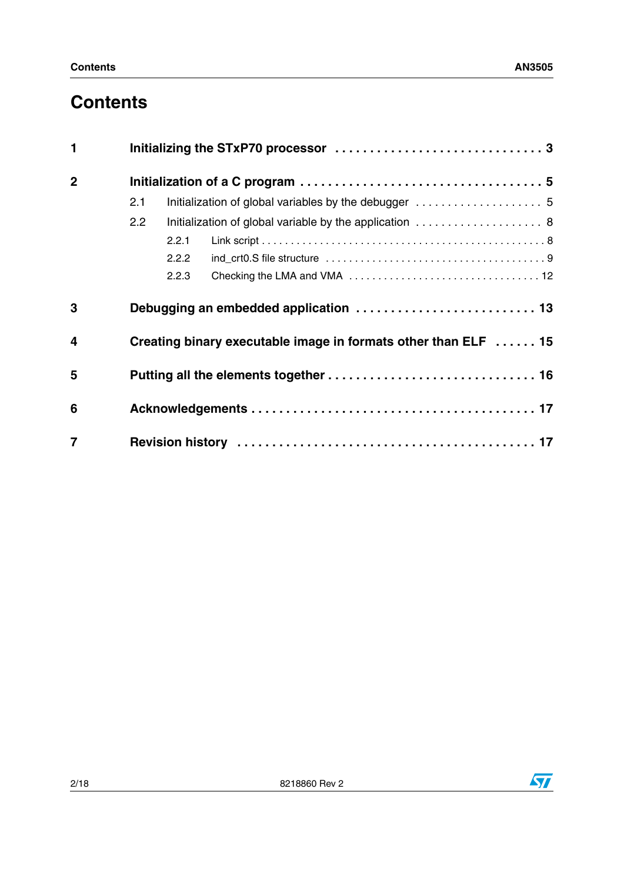# Contents

**1 Initializing the STxP70 processor . . . . . . . . . . . . . . . . . . . . . . . . . . . . . 3**

**2 Initialization of a C program . . . . . . . . . . . . . . . . . . . . . . . . . . . . . . . . . . 5**

2.1 Initialization of global variables by the debugger . . . . . . . . . . . . . . . . . . . . 5

2.2 Initialization of global variable by the application . . . . . . . . . . . . . . . . . . . . 8

2.2.1 Link script . . . . . . . . . . . . . . . . . . . . . . . . . . . . . . . . . . . . . . . . . . . . . . . . 8

2.2.2 ind_crt0.S file structure . . . . . . . . . . . . . . . . . . . . . . . . . . . . . . . . . . . . . . 9

2.2.3 Checking the LMA and VMA . . . . . . . . . . . . . . . . . . . . . . . . . . . . . . . . 12

**3 Debugging an embedded application . . . . . . . . . . . . . . . . . . . . . . . . . 13**

**4 Creating binary executable image in formats other than ELF . . . . . . 15**

**5 Putting all the elements together . . . . . . . . . . . . . . . . . . . . . . . . . . . . . 16**

**6 Acknowledgements . . . . . . . . . . . . . . . . . . . . . . . . . . . . . . . . . . . . . . . . 17**

**7 Revision history . . . . . . . . . . . . . . . . . . . . . . . . . . . . . . . . . . . . . . . . . 17**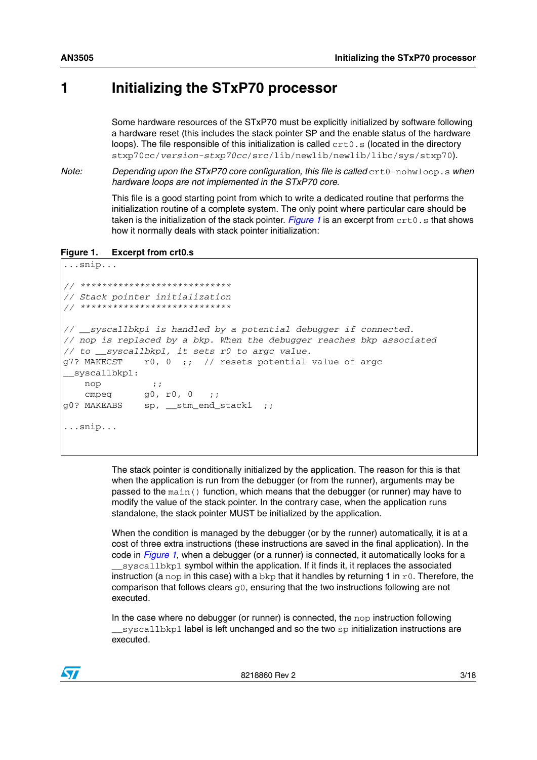# 1 Initializing the STxP70 processor

Some hardware resources of the STxP70 must be explicitly initialized by software following a hardware reset (this includes the stack pointer SP and the enable status of the hardware loops). The file responsible of this initialization is called `crt0.s` (located in the directory `stxp70cc/`*`version-stxp70cc`*`/src/lib/newlib/newlib/libc/sys/stxp70`).

*Note: Depending upon the STxP70 core configuration, this file is called* `crt0-nohwloop.s` *when hardware loops are not implemented in the STxP70 core.*

This file is a good starting point from which to write a dedicated routine that performs the initialization routine of a complete system. The only point where particular care should be taken is the initialization of the stack pointer. *Figure 1* is an excerpt from `crt0.s` that shows how it normally deals with stack pointer initialization:

**Figure 1. Excerpt from crt0.s**

```
...snip...

// ****************************
// Stack pointer initialization
// ****************************

// __syscallbkp1 is handled by a potential debugger if connected.
// nop is replaced by a bkp. When the debugger reaches bkp associated
// to __syscallbkp1, it sets r0 to argc value.
g7? MAKECST    r0, 0  ;;  // resets potential value of argc
__syscallbkp1:
    nop          ;;
    cmpeq       g0, r0, 0   ;;
g0? MAKEABS    sp, __stm_end_stack1  ;;

...snip...
```

The stack pointer is conditionally initialized by the application. The reason for this is that when the application is run from the debugger (or from the runner), arguments may be passed to the `main()` function, which means that the debugger (or runner) may have to modify the value of the stack pointer. In the contrary case, when the application runs standalone, the stack pointer MUST be initialized by the application.

When the condition is managed by the debugger (or by the runner) automatically, it is at a cost of three extra instructions (these instructions are saved in the final application). In the code in *Figure 1*, when a debugger (or a runner) is connected, it automatically looks for a `__syscallbkp1` symbol within the application. If it finds it, it replaces the associated instruction (a `nop` in this case) with a `bkp` that it handles by returning 1 in `r0`. Therefore, the comparison that follows clears `g0`, ensuring that the two instructions following are not executed.

In the case where no debugger (or runner) is connected, the `nop` instruction following `__syscallbkp1` label is left unchanged and so the two `sp` initialization instructions are executed.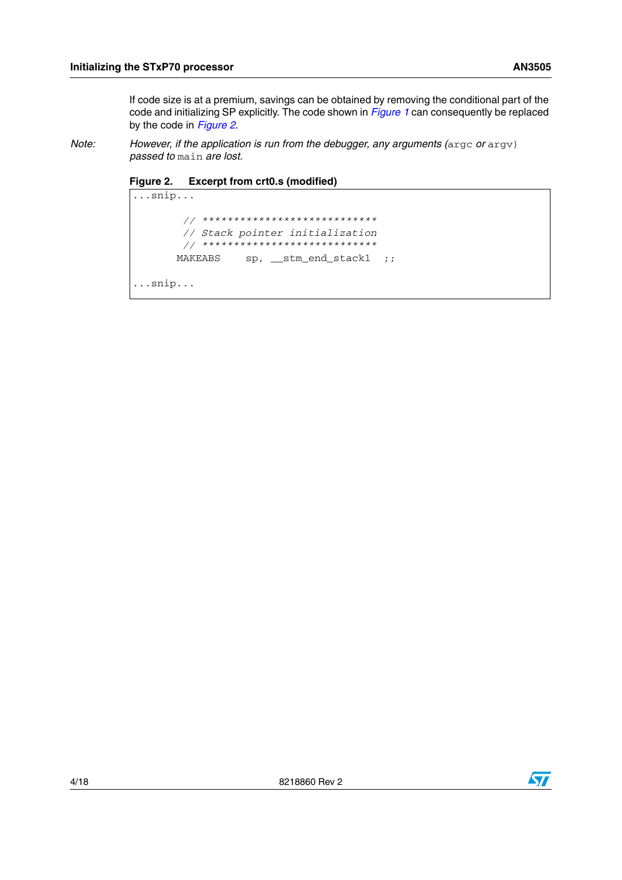If code size is at a premium, savings can be obtained by removing the conditional part of the code and initializing SP explicitly. The code shown in *Figure 1* can consequently be replaced by the code in *Figure 2*.

*Note:* *However, if the application is run from the debugger, any arguments (*`argc` *or* `argv`*) passed to* `main` *are lost.*

**Figure 2. Excerpt from crt0.s (modified)**

```
...snip...

        // ****************************
        // Stack pointer initialization
        // ****************************
       MAKEABS     sp, __stm_end_stack1  ;;

...snip...
```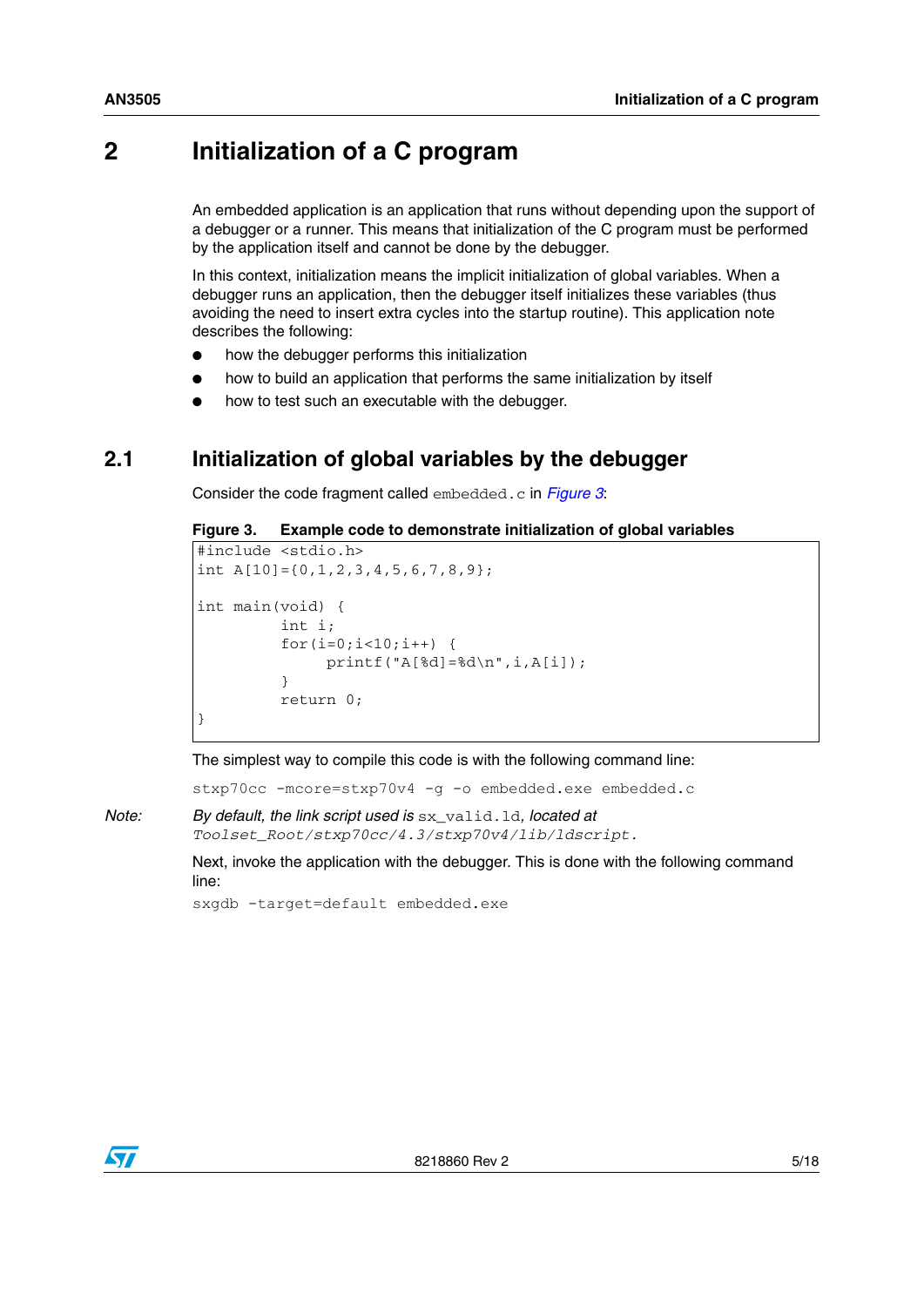# 2 Initialization of a C program

An embedded application is an application that runs without depending upon the support of a debugger or a runner. This means that initialization of the C program must be performed by the application itself and cannot be done by the debugger.

In this context, initialization means the implicit initialization of global variables. When a debugger runs an application, then the debugger itself initializes these variables (thus avoiding the need to insert extra cycles into the startup routine). This application note describes the following:

- how the debugger performs this initialization
- how to build an application that performs the same initialization by itself
- how to test such an executable with the debugger.

## 2.1 Initialization of global variables by the debugger

Consider the code fragment called `embedded.c` in *Figure 3*:

**Figure 3. Example code to demonstrate initialization of global variables**

```
#include <stdio.h>
int A[10]={0,1,2,3,4,5,6,7,8,9};

int main(void) {
         int i;
         for(i=0;i<10;i++) {
              printf("A[%d]=%d\n",i,A[i]);
         }
         return 0;
}
```

The simplest way to compile this code is with the following command line:

```
stxp70cc -mcore=stxp70v4 -g -o embedded.exe embedded.c
```

*Note: By default, the link script used is* `sx_valid.ld`*, located at* *`Toolset_Root/stxp70cc/4.3/stxp70v4/lib/ldscript`.*

Next, invoke the application with the debugger. This is done with the following command line:

```
sxgdb -target=default embedded.exe
```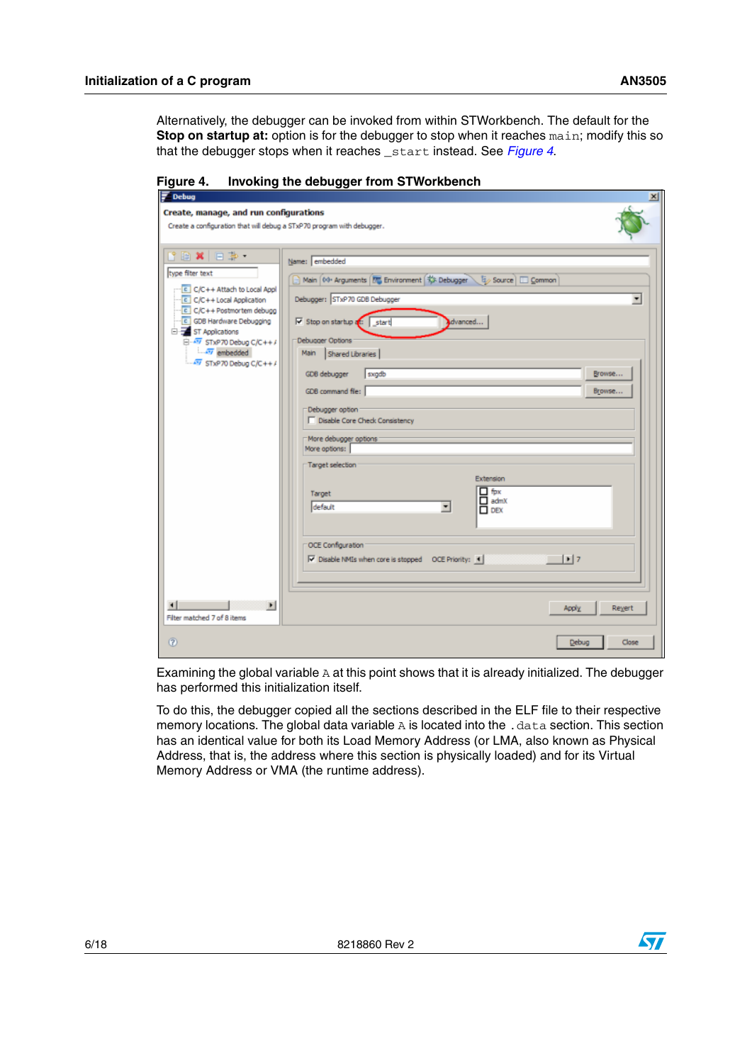Alternatively, the debugger can be invoked from within STWorkbench. The default for the **Stop on startup at:** option is for the debugger to stop when it reaches `main`; modify this so that the debugger stops when it reaches `_start` instead. See *Figure 4*.

**Figure 4. Invoking the debugger from STWorkbench**

Examining the global variable `A` at this point shows that it is already initialized. The debugger has performed this initialization itself.

To do this, the debugger copied all the sections described in the ELF file to their respective memory locations. The global data variable `A` is located into the `.data` section. This section has an identical value for both its Load Memory Address (or LMA, also known as Physical Address, that is, the address where this section is physically loaded) and for its Virtual Memory Address or VMA (the runtime address).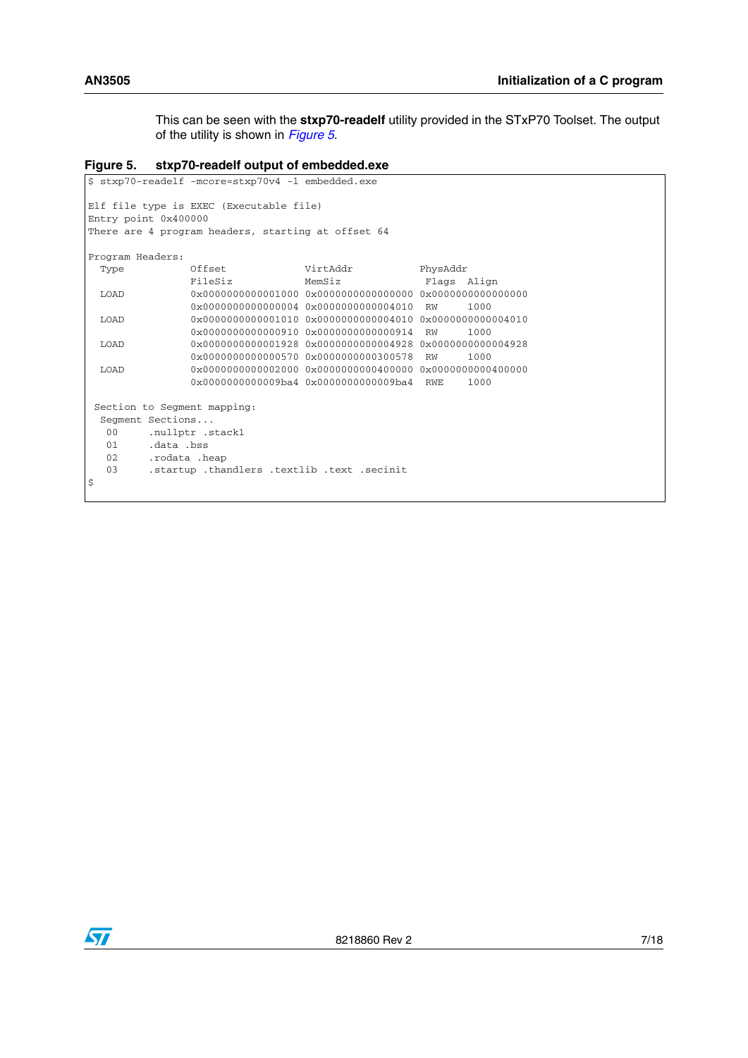This can be seen with the **stxp70-readelf** utility provided in the STxP70 Toolset. The output of the utility is shown in *Figure 5*.

**Figure 5. stxp70-readelf output of embedded.exe**

```
$ stxp70-readelf -mcore=stxp70v4 -l embedded.exe

Elf file type is EXEC (Executable file)
Entry point 0x400000
There are 4 program headers, starting at offset 64

Program Headers:
  Type           Offset             VirtAddr           PhysAddr
                 FileSiz            MemSiz              Flags  Align
  LOAD           0x0000000000001000 0x0000000000000000 0x0000000000000000
                 0x0000000000000004 0x0000000000004010  RW     1000
  LOAD           0x0000000000001010 0x0000000000004010 0x0000000000004010
                 0x0000000000000910 0x0000000000000914  RW     1000
  LOAD           0x0000000000001928 0x0000000000004928 0x0000000000004928
                 0x0000000000000570 0x0000000000300578  RW     1000
  LOAD           0x0000000000002000 0x0000000000400000 0x0000000000400000
                 0x00000000000009ba4 0x00000000000009ba4  RWE    1000

 Section to Segment mapping:
  Segment Sections...
   00     .nullptr .stack1
   01     .data .bss
   02     .rodata .heap
   03     .startup .thandlers .textlib .text .secinit
$
```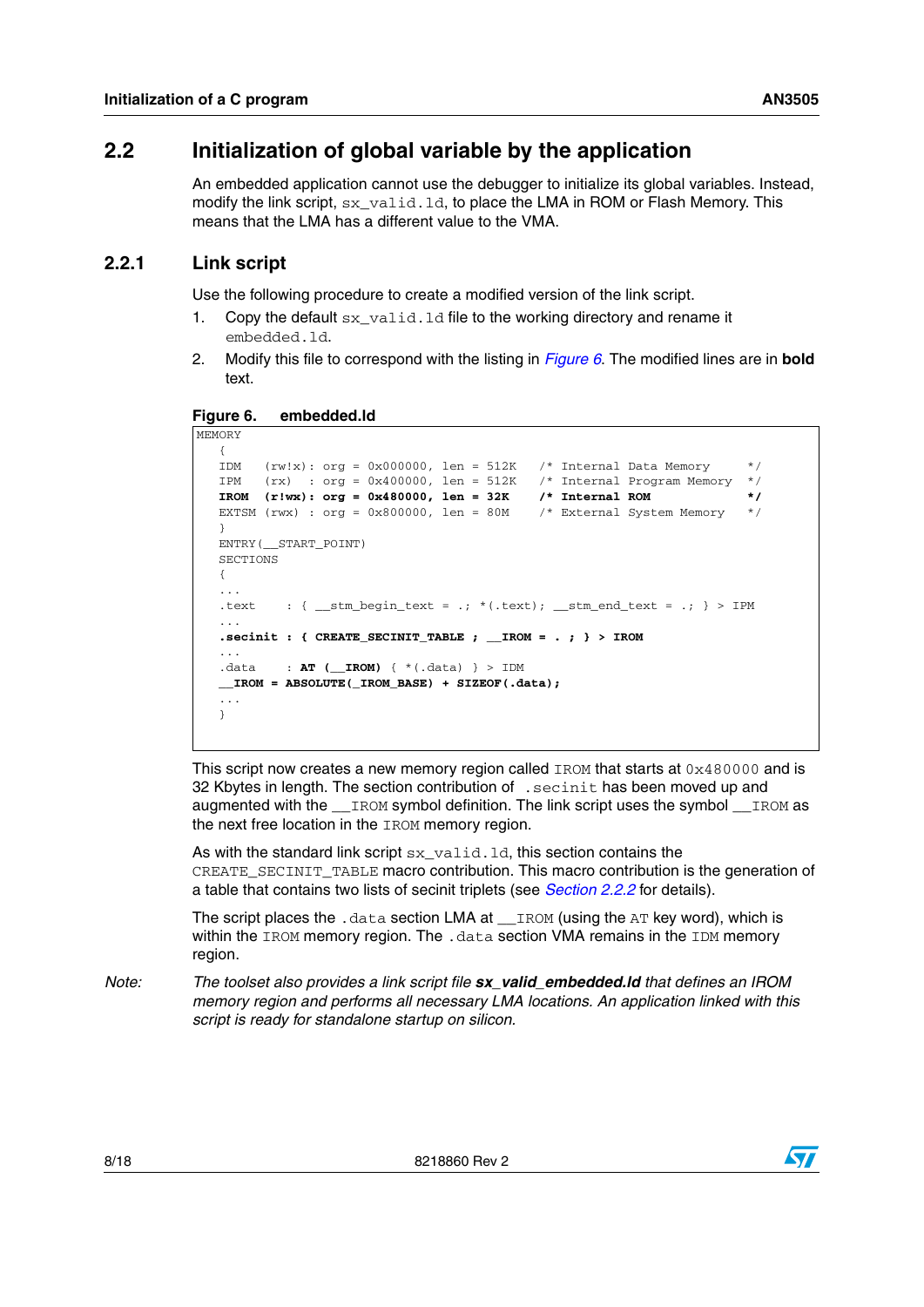## 2.2 Initialization of global variable by the application

An embedded application cannot use the debugger to initialize its global variables. Instead, modify the link script, `sx_valid.ld`, to place the LMA in ROM or Flash Memory. This means that the LMA has a different value to the VMA.

### 2.2.1 Link script

Use the following procedure to create a modified version of the link script.

1. Copy the default `sx_valid.ld` file to the working directory and rename it `embedded.ld`.
2. Modify this file to correspond with the listing in *Figure 6*. The modified lines are in **bold** text.

**Figure 6. embedded.ld**

```
MEMORY
   {
   IDM   (rw!x): org = 0x000000, len = 512K   /* Internal Data Memory     */
   IPM   (rx)  : org = 0x400000, len = 512K   /* Internal Program Memory  */
   IROM  (r!wx): org = 0x480000, len = 32K    /* Internal ROM             */
   EXTSM (rwx) : org = 0x800000, len = 80M    /* External System Memory   */
   }
   ENTRY(__START_POINT)
   SECTIONS
   {
   ...
   .text     : { __stm_begin_text = .; *(.text); __stm_end_text = .; } > IPM
   ...
   .secinit : { CREATE_SECINIT_TABLE ; __IROM = . ; } > IROM
   ...
   .data     : AT (__IROM) { *(.data) } > IDM
   __IROM = ABSOLUTE(_IROM_BASE) + SIZEOF(.data);
   ...
   }
```

This script now creates a new memory region called `IROM` that starts at `0x480000` and is 32 Kbytes in length. The section contribution of `.secinit` has been moved up and augmented with the `__IROM` symbol definition. The link script uses the symbol `__IROM` as the next free location in the `IROM` memory region.

As with the standard link script `sx_valid.ld`, this section contains the `CREATE_SECINIT_TABLE` macro contribution. This macro contribution is the generation of a table that contains two lists of secinit triplets (see *Section 2.2.2* for details).

The script places the `.data` section LMA at `__IROM` (using the `AT` key word), which is within the `IROM` memory region. The `.data` section VMA remains in the `IDM` memory region.

*Note: The toolset also provides a link script file **sx_valid_embedded.ld** that defines an IROM memory region and performs all necessary LMA locations. An application linked with this script is ready for standalone startup on silicon.*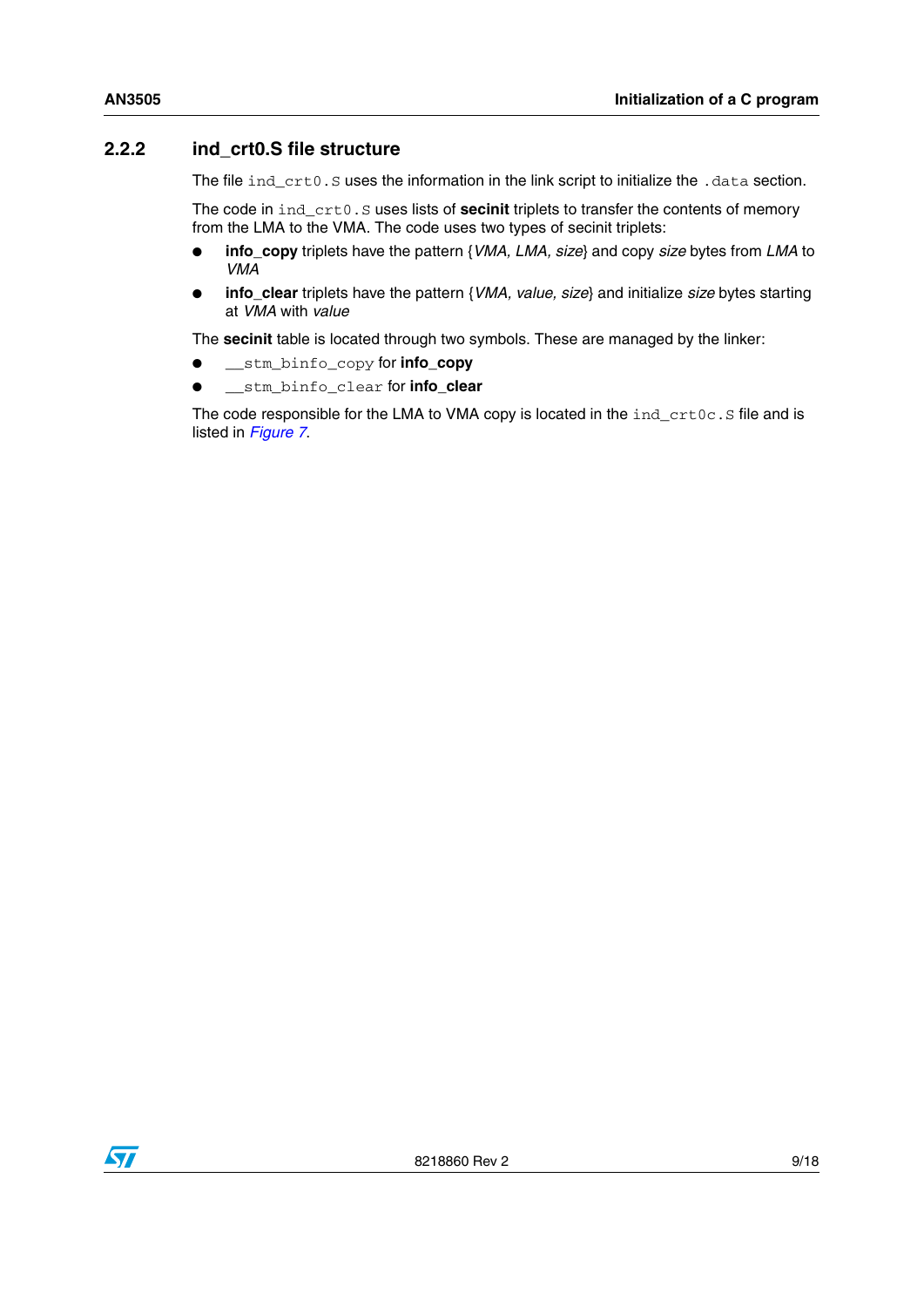### 2.2.2 ind_crt0.S file structure

The file `ind_crt0.S` uses the information in the link script to initialize the `.data` section.

The code in `ind_crt0.S` uses lists of **secinit** triplets to transfer the contents of memory from the LMA to the VMA. The code uses two types of secinit triplets:

- **info_copy** triplets have the pattern {*VMA, LMA, size*} and copy *size* bytes from *LMA* to *VMA*
- **info_clear** triplets have the pattern {*VMA, value, size*} and initialize *size* bytes starting at *VMA* with *value*

The **secinit** table is located through two symbols. These are managed by the linker:

- `__stm_binfo_copy` for **info_copy**
- `__stm_binfo_clear` for **info_clear**

The code responsible for the LMA to VMA copy is located in the `ind_crt0c.S` file and is listed in *Figure 7*.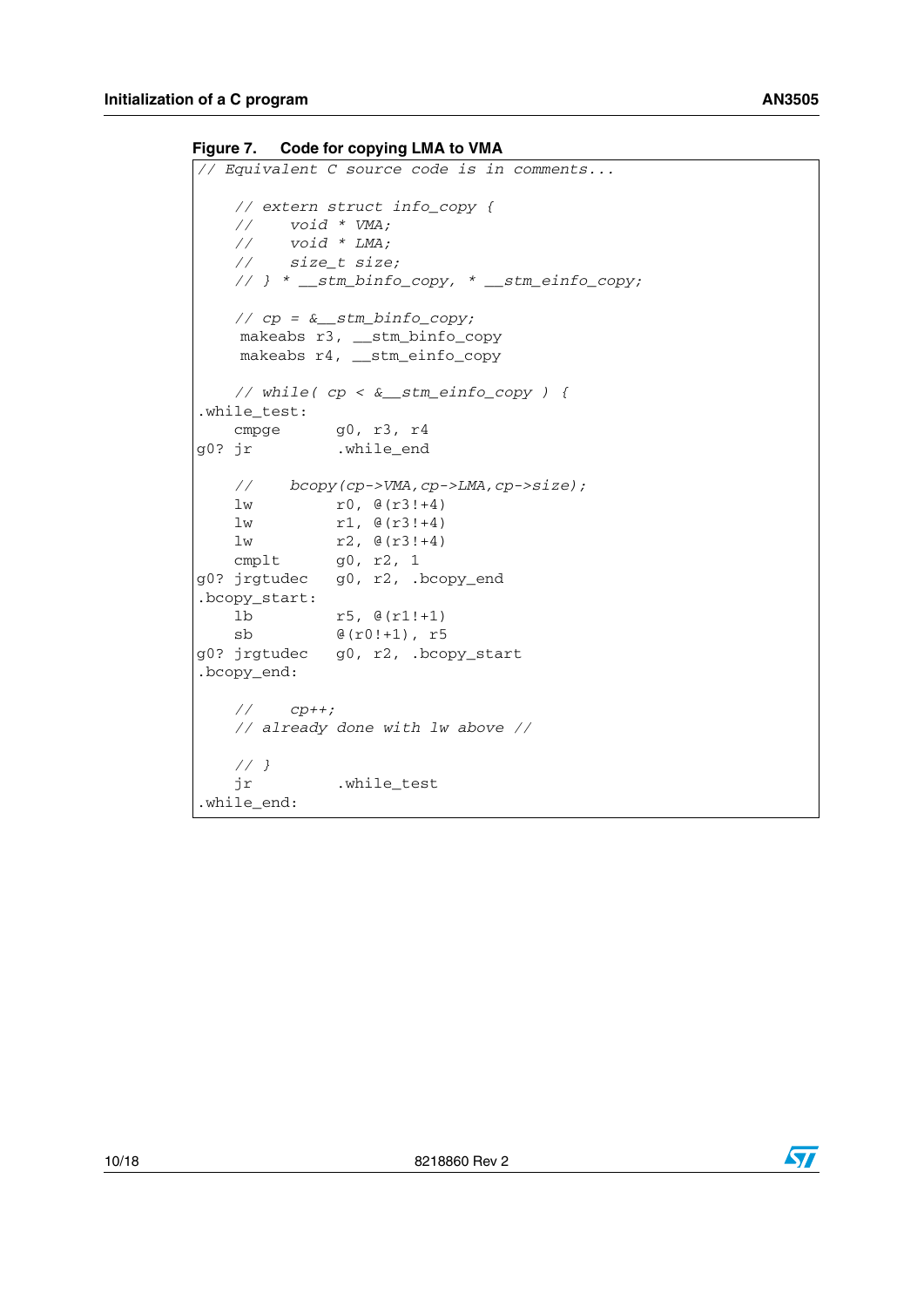**Figure 7. Code for copying LMA to VMA**

```
// Equivalent C source code is in comments...

    // extern struct info_copy {
    //     void * VMA;
    //     void * LMA;
    //     size_t size;
    // } * __stm_binfo_copy, * __stm_einfo_copy;

    // cp = &__stm_binfo_copy;
     makeabs r3, __stm_binfo_copy
     makeabs r4, __stm_einfo_copy

    // while( cp < &__stm_einfo_copy ) {
.while_test:
    cmpge       g0, r3, r4
g0? jr          .while_end

    //     bcopy(cp->VMA,cp->LMA,cp->size);
    lw          r0, @(r3!+4)
    lw          r1, @(r3!+4)
    lw          r2, @(r3!+4)
    cmplt       g0, r2, 1
g0? jrgtudec    g0, r2, .bcopy_end
.bcopy_start:
    lb          r5, @(r1!+1)
    sb          @(r0!+1), r5
g0? jrgtudec    g0, r2, .bcopy_start
.bcopy_end:

    //     cp++;
    // already done with lw above //

    // }
    jr          .while_test
.while_end:
```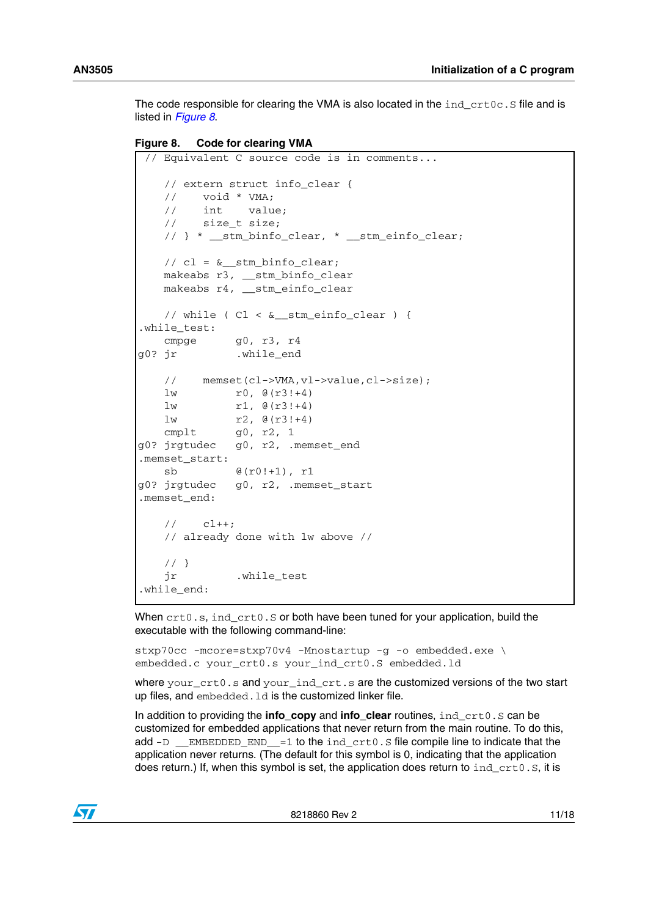The code responsible for clearing the VMA is also located in the `ind_crt0c.S` file and is listed in *Figure 8*.

**Figure 8. Code for clearing VMA**

```
 // Equivalent C source code is in comments...

    // extern struct info_clear {
    //    void * VMA;
    //    int    value;
    //    size_t size;
    // } * __stm_binfo_clear, * __stm_einfo_clear;

    // cl = &__stm_binfo_clear;
    makeabs r3, __stm_binfo_clear
    makeabs r4, __stm_einfo_clear

    // while ( Cl < &__stm_einfo_clear ) {
.while_test:
    cmpge      g0, r3, r4
g0? jr         .while_end

    //    memset(cl->VMA,vl->value,cl->size);
    lw         r0, @(r3!+4)
    lw         r1, @(r3!+4)
    lw         r2, @(r3!+4)
    cmplt      g0, r2, 1
g0? jrgtudec   g0, r2, .memset_end
.memset_start:
    sb         @(r0!+1), r1
g0? jrgtudec   g0, r2, .memset_start
.memset_end:

    //    cl++;
    // already done with lw above //

    // }
    jr         .while_test
.while_end:
```

When `crt0.s`, `ind_crt0.S` or both have been tuned for your application, build the executable with the following command-line:

```
stxp70cc -mcore=stxp70v4 -Mnostartup -g -o embedded.exe \
embedded.c your_crt0.s your_ind_crt0.S embedded.ld
```

where `your_crt0.s` and `your_ind_crt.s` are the customized versions of the two start up files, and `embedded.ld` is the customized linker file.

In addition to providing the **info_copy** and **info_clear** routines, `ind_crt0.S` can be customized for embedded applications that never return from the main routine. To do this, add `-D __EMBEDDED_END__=1` to the `ind_crt0.S` file compile line to indicate that the application never returns. (The default for this symbol is 0, indicating that the application does return.) If, when this symbol is set, the application does return to `ind_crt0.S`, it is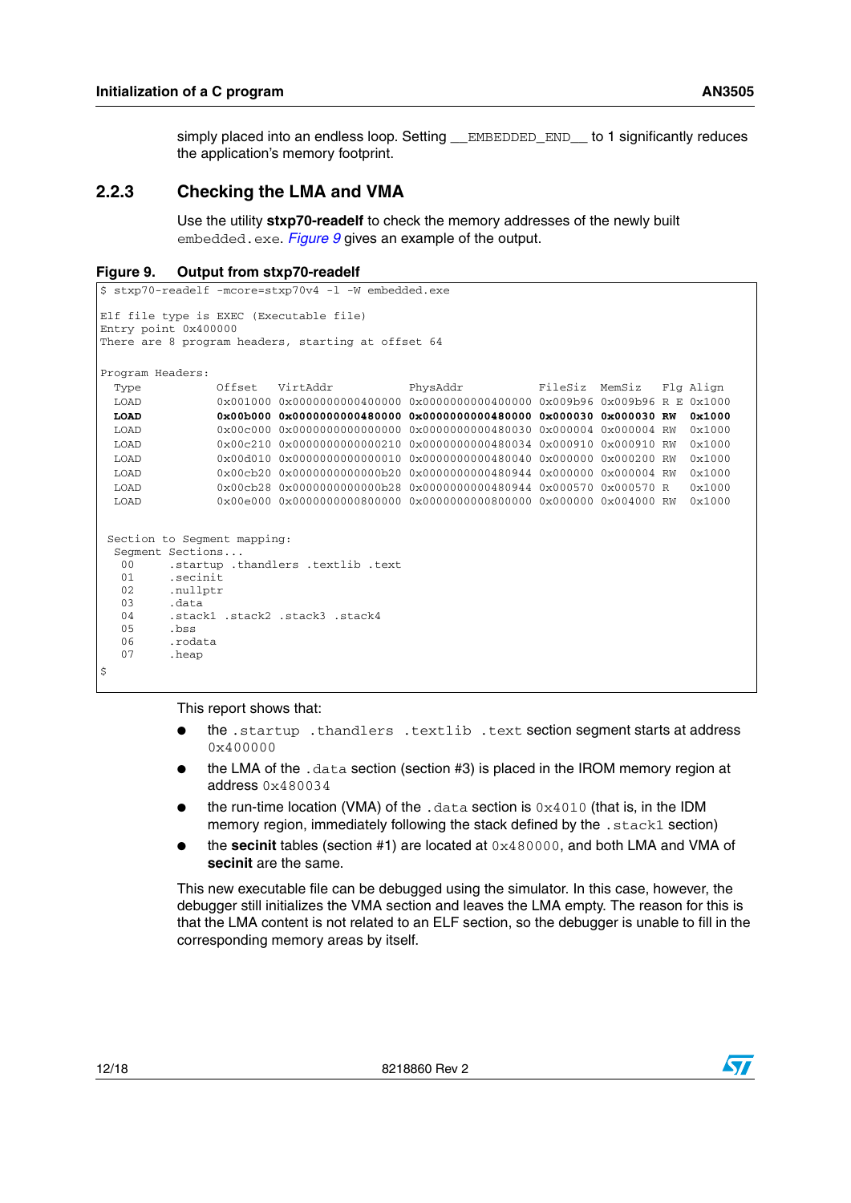simply placed into an endless loop. Setting `__EMBEDDED_END__` to 1 significantly reduces the application's memory footprint.

### 2.2.3 Checking the LMA and VMA

Use the utility **stxp70-readelf** to check the memory addresses of the newly built `embedded.exe`. *Figure 9* gives an example of the output.

**Figure 9. Output from stxp70-readelf**

```
$ stxp70-readelf -mcore=stxp70v4 -l -W embedded.exe

Elf file type is EXEC (Executable file)
Entry point 0x400000
There are 8 program headers, starting at offset 64

Program Headers:
  Type           Offset   VirtAddr           PhysAddr           FileSiz  MemSiz   Flg Align
  LOAD           0x001000 0x0000000000400000 0x0000000000400000 0x009b96 0x009b96 R E 0x1000
  LOAD           0x00b000 0x0000000000480000 0x0000000000480000 0x000030 0x000030 RW  0x1000
  LOAD           0x00c000 0x0000000000000000 0x0000000000480030 0x000004 0x000004 RW  0x1000
  LOAD           0x00c210 0x0000000000000210 0x0000000000480034 0x000910 0x000910 RW  0x1000
  LOAD           0x00d010 0x0000000000000010 0x0000000000480040 0x000000 0x000200 RW  0x1000
  LOAD           0x00cb20 0x0000000000000b20 0x0000000000480944 0x000000 0x000004 RW  0x1000
  LOAD           0x00cb28 0x0000000000000b28 0x0000000000480944 0x000570 0x000570 R   0x1000
  LOAD           0x00e000 0x0000000000800000 0x0000000000800000 0x000000 0x004000 RW  0x1000


 Section to Segment mapping:
  Segment Sections...
   00     .startup .thandlers .textlib .text
   01     .secinit
   02     .nullptr
   03     .data
   04     .stack1 .stack2 .stack3 .stack4
   05     .bss
   06     .rodata
   07     .heap
$
```

This report shows that:

- the `.startup .thandlers .textlib .text` section segment starts at address `0x400000`
- the LMA of the `.data` section (section #3) is placed in the IROM memory region at address `0x480034`
- the run-time location (VMA) of the `.data` section is `0x4010` (that is, in the IDM memory region, immediately following the stack defined by the `.stack1` section)
- the **secinit** tables (section #1) are located at `0x480000`, and both LMA and VMA of **secinit** are the same.

This new executable file can be debugged using the simulator. In this case, however, the debugger still initializes the VMA section and leaves the LMA empty. The reason for this is that the LMA content is not related to an ELF section, so the debugger is unable to fill in the corresponding memory areas by itself.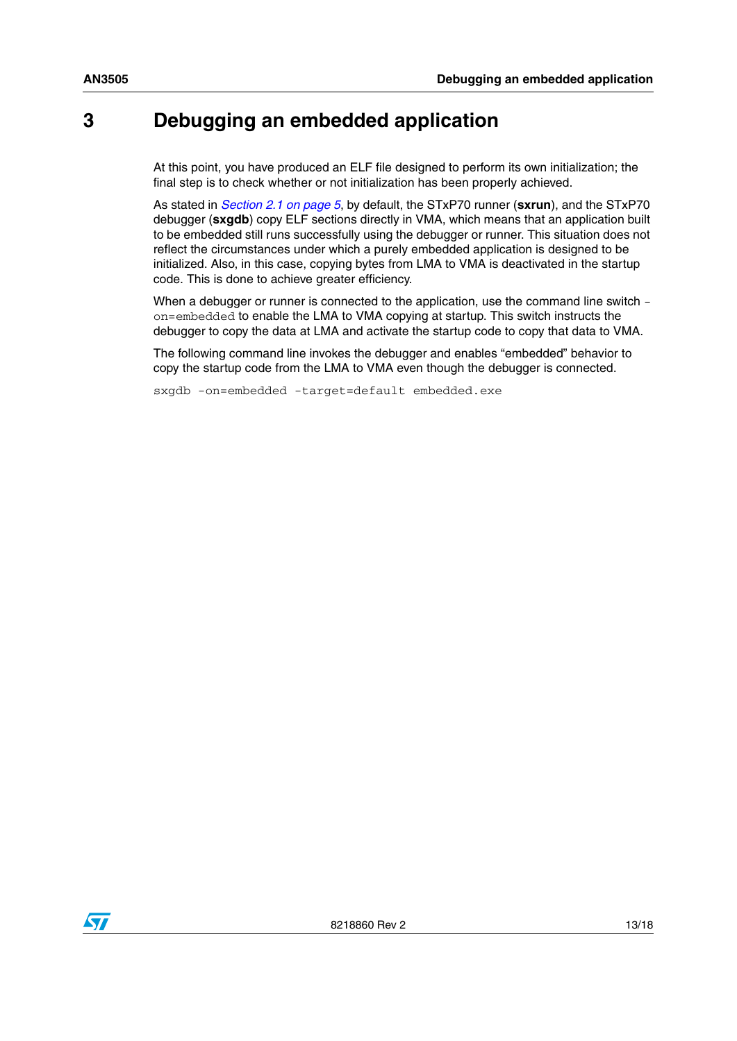# 3 Debugging an embedded application

At this point, you have produced an ELF file designed to perform its own initialization; the final step is to check whether or not initialization has been properly achieved.

As stated in *Section 2.1 on page 5*, by default, the STxP70 runner (**sxrun**), and the STxP70 debugger (**sxgdb**) copy ELF sections directly in VMA, which means that an application built to be embedded still runs successfully using the debugger or runner. This situation does not reflect the circumstances under which a purely embedded application is designed to be initialized. Also, in this case, copying bytes from LMA to VMA is deactivated in the startup code. This is done to achieve greater efficiency.

When a debugger or runner is connected to the application, use the command line switch `-on=embedded` to enable the LMA to VMA copying at startup. This switch instructs the debugger to copy the data at LMA and activate the startup code to copy that data to VMA.

The following command line invokes the debugger and enables “embedded” behavior to copy the startup code from the LMA to VMA even though the debugger is connected.

```
sxgdb -on=embedded -target=default embedded.exe
```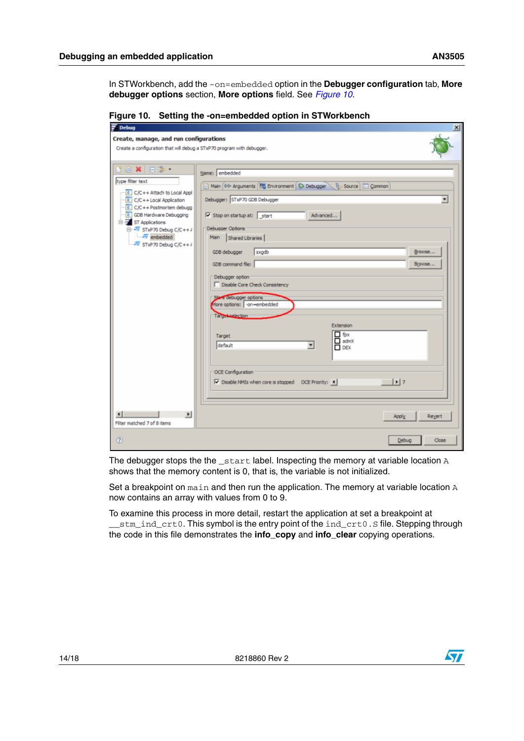In STWorkbench, add the `-on=embedded` option in the **Debugger configuration** tab, **More debugger options** section, **More options** field. See *Figure 10*.

**Figure 10. Setting the -on=embedded option in STWorkbench**

The debugger stops the the `_start` label. Inspecting the memory at variable location `A` shows that the memory content is 0, that is, the variable is not initialized.

Set a breakpoint on `main` and then run the application. The memory at variable location `A` now contains an array with values from 0 to 9.

To examine this process in more detail, restart the application at set a breakpoint at `__stm_ind_crt0`. This symbol is the entry point of the `ind_crt0.S` file. Stepping through the code in this file demonstrates the **info_copy** and **info_clear** copying operations.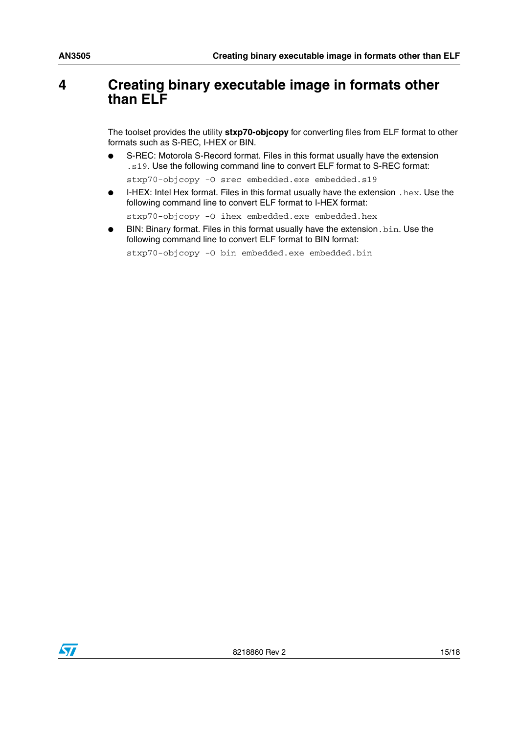# 4 Creating binary executable image in formats other than ELF

The toolset provides the utility **stxp70-objcopy** for converting files from ELF format to other formats such as S-REC, I-HEX or BIN.

- S-REC: Motorola S-Record format. Files in this format usually have the extension `.s19`. Use the following command line to convert ELF format to S-REC format:

  ```
  stxp70-objcopy -O srec embedded.exe embedded.s19
  ```

- I-HEX: Intel Hex format. Files in this format usually have the extension `.hex`. Use the following command line to convert ELF format to I-HEX format:

  ```
  stxp70-objcopy -O ihex embedded.exe embedded.hex
  ```

- BIN: Binary format. Files in this format usually have the extension `.bin`. Use the following command line to convert ELF format to BIN format:

  ```
  stxp70-objcopy -O bin embedded.exe embedded.bin
  ```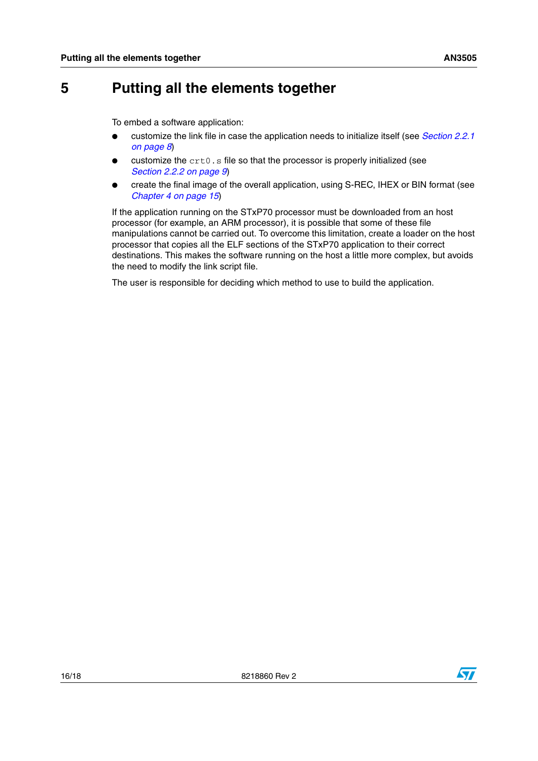# 5 Putting all the elements together

To embed a software application:

- customize the link file in case the application needs to initialize itself (see *Section 2.2.1 on page 8*)
- customize the `crt0.s` file so that the processor is properly initialized (see *Section 2.2.2 on page 9*)
- create the final image of the overall application, using S-REC, IHEX or BIN format (see *Chapter 4 on page 15*)

If the application running on the STxP70 processor must be downloaded from an host processor (for example, an ARM processor), it is possible that some of these file manipulations cannot be carried out. To overcome this limitation, create a loader on the host processor that copies all the ELF sections of the STxP70 application to their correct destinations. This makes the software running on the host a little more complex, but avoids the need to modify the link script file.

The user is responsible for deciding which method to use to build the application.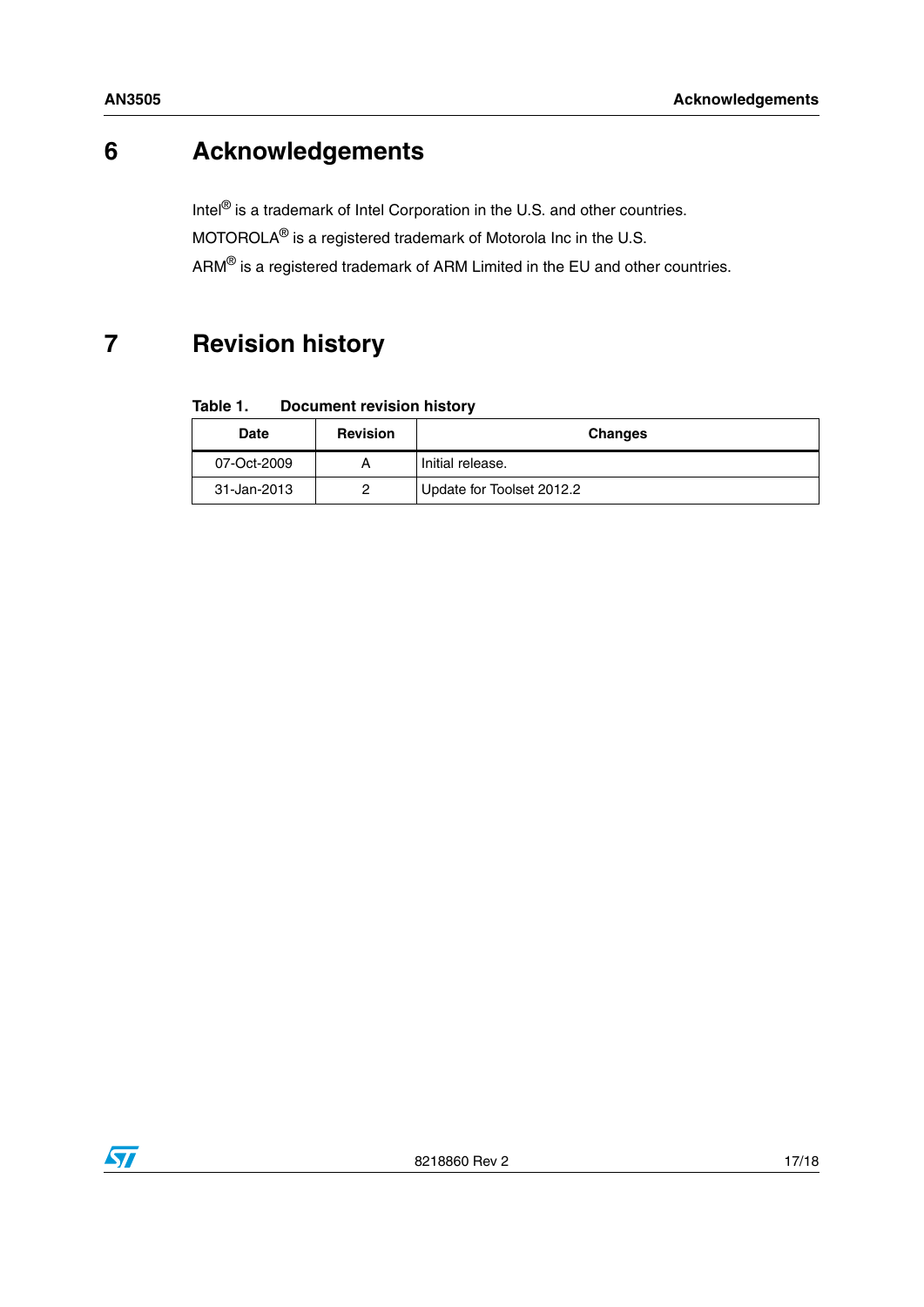# 6 Acknowledgements

Intel® is a trademark of Intel Corporation in the U.S. and other countries.

MOTOROLA® is a registered trademark of Motorola Inc in the U.S.

ARM® is a registered trademark of ARM Limited in the EU and other countries.

# 7 Revision history

**Table 1. Document revision history**

| Date | Revision | Changes |
| --- | --- | --- |
| 07-Oct-2009 | A | Initial release. |
| 31-Jan-2013 | 2 | Update for Toolset 2012.2 |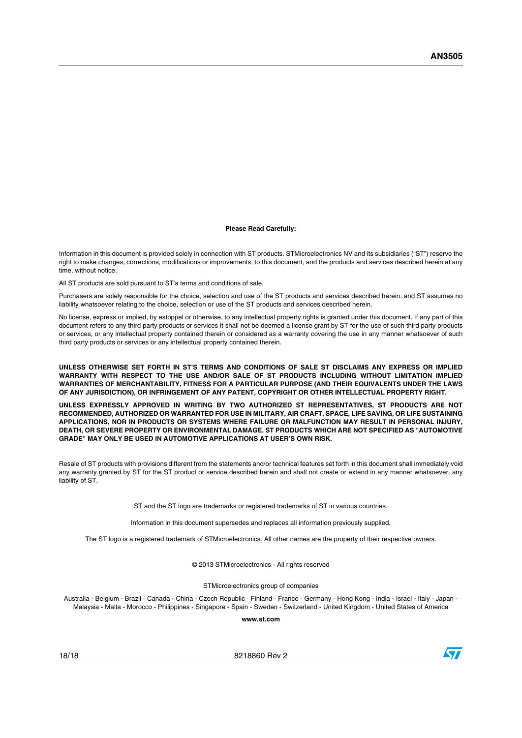**Please Read Carefully:**

Information in this document is provided solely in connection with ST products. STMicroelectronics NV and its subsidiaries ("ST") reserve the right to make changes, corrections, modifications or improvements, to this document, and the products and services described herein at any time, without notice.

All ST products are sold pursuant to ST's terms and conditions of sale.

Purchasers are solely responsible for the choice, selection and use of the ST products and services described herein, and ST assumes no liability whatsoever relating to the choice, selection or use of the ST products and services described herein.

No license, express or implied, by estoppel or otherwise, to any intellectual property rights is granted under this document. If any part of this document refers to any third party products or services it shall not be deemed a license grant by ST for the use of such third party products or services, or any intellectual property contained therein or considered as a warranty covering the use in any manner whatsoever of such third party products or services or any intellectual property contained therein.

**UNLESS OTHERWISE SET FORTH IN ST'S TERMS AND CONDITIONS OF SALE ST DISCLAIMS ANY EXPRESS OR IMPLIED WARRANTY WITH RESPECT TO THE USE AND/OR SALE OF ST PRODUCTS INCLUDING WITHOUT LIMITATION IMPLIED WARRANTIES OF MERCHANTABILITY, FITNESS FOR A PARTICULAR PURPOSE (AND THEIR EQUIVALENTS UNDER THE LAWS OF ANY JURISDICTION), OR INFRINGEMENT OF ANY PATENT, COPYRIGHT OR OTHER INTELLECTUAL PROPERTY RIGHT.**

**UNLESS EXPRESSLY APPROVED IN WRITING BY TWO AUTHORIZED ST REPRESENTATIVES, ST PRODUCTS ARE NOT RECOMMENDED, AUTHORIZED OR WARRANTED FOR USE IN MILITARY, AIR CRAFT, SPACE, LIFE SAVING, OR LIFE SUSTAINING APPLICATIONS, NOR IN PRODUCTS OR SYSTEMS WHERE FAILURE OR MALFUNCTION MAY RESULT IN PERSONAL INJURY, DEATH, OR SEVERE PROPERTY OR ENVIRONMENTAL DAMAGE. ST PRODUCTS WHICH ARE NOT SPECIFIED AS "AUTOMOTIVE GRADE" MAY ONLY BE USED IN AUTOMOTIVE APPLICATIONS AT USER'S OWN RISK.**

Resale of ST products with provisions different from the statements and/or technical features set forth in this document shall immediately void any warranty granted by ST for the ST product or service described herein and shall not create or extend in any manner whatsoever, any liability of ST.

ST and the ST logo are trademarks or registered trademarks of ST in various countries.

Information in this document supersedes and replaces all information previously supplied.

The ST logo is a registered trademark of STMicroelectronics. All other names are the property of their respective owners.

© 2013 STMicroelectronics - All rights reserved

STMicroelectronics group of companies

Australia - Belgium - Brazil - Canada - China - Czech Republic - Finland - France - Germany - Hong Kong - India - Israel - Italy - Japan - Malaysia - Malta - Morocco - Philippines - Singapore - Spain - Sweden - Switzerland - United Kingdom - United States of America

**www.st.com**